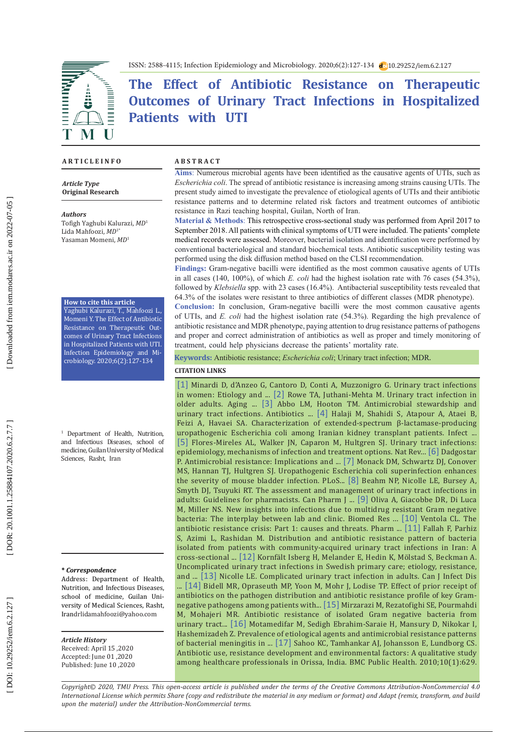ISSN: 2588-4115; Infection Epidemiology and Microbiology. 2020;6(2):127-134 10.29252/iem.6.2.127

# The Effect of Antibiotic Resistance on Therapeutic Outcomes of Urinary Tract Infections in Hospitalized Patients with UTI

## ARTICLE INFO

***Article Type***
**Original Research**

***Authors***
Tofigh Yaghubi Kalurazi, *MD*[1]
Lida Mahfoozi, *MD*[1*]
Yasaman Momeni, *MD*[1]

**How to cite this article**
Yaghubi Kalurazi, T., Mahfoozi L., Momeni Y. The Effect of Antibiotic Resistance on Therapeutic Outcomes of Urinary Tract Infections in Hospitalized Patients with UTI. Infection Epidemiology and Microbiology. 2020;6(2):127-134

[1] Department of Health, Nutrition, and Infectious Diseases, school of medicine, Guilan University of Medical Sciences, Rasht, Iran

***\* Correspondence***
Address: Department of Health, Nutrition, and Infectious Diseases, school of medicine, Guilan University of Medical Sciences, Rasht, Iran
drlidamahfoozi@yahoo.com

***Article History***
Received: April 15 ,2020
Accepted: June 01 ,2020
Published: June 10 ,2020

## ABSTRACT

**Aims**: Numerous microbial agents have been identified as the causative agents of UTIs, such as *Escherichia coli*. The spread of antibiotic resistance is increasing among strains causing UTIs. The present study aimed to investigate the prevalence of etiological agents of UTIs and their antibiotic resistance patterns and to determine related risk factors and treatment outcomes of antibiotic resistance in Razi teaching hospital, Guilan, North of Iran.

**Material & Methods**: This retrospective cross-sectional study was performed from April 2017 to September 2018. All patients with clinical symptoms of UTI were included. The patients' complete medical records were assessed. Moreover, bacterial isolation and identification were performed by conventional bacteriological and standard biochemical tests. Antibiotic susceptibility testing was performed using the disk diffusion method based on the CLSI recommendation.

**Findings:** Gram-negative bacilli were identified as the most common causative agents of UTIs in all cases (140, 100%), of which *E. coli* had the highest isolation rate with 76 cases (54.3%), followed by *Klebsiella* spp. with 23 cases (16.4%). Antibacterial susceptibility tests revealed that 64.3% of the isolates were resistant to three antibiotics of different classes (MDR phenotype).

**Conclusion:** In conclusion, Gram-negative bacilli were the most common causative agents of UTIs, and *E. coli* had the highest isolation rate (54.3%). Regarding the high prevalence of antibiotic resistance and MDR phenotype, paying attention to drug resistance patterns of pathogens and proper and correct administration of antibiotics as well as proper and timely monitoring of treatment, could help physicians decrease the patients' mortality rate.

**Keywords:** Antibiotic resistance; *Escherichia coli*; Urinary tract infection; MDR.

### CITATION LINKS

[1] Minardi D, d'Anzeo G, Cantoro D, Conti A, Muzzonigro G. Urinary tract infections in women: Etiology and ... [2] Rowe TA, Juthani-Mehta M. Urinary tract infection in older adults. Aging ... [3] Abbo LM, Hooton TM. Antimicrobial stewardship and urinary tract infections. Antibiotics ... [4] Halaji M, Shahidi S, Atapour A, Ataei B, Feizi A, Havaei SA. Characterization of extended-spectrum β-lactamase-producing uropathogenic Escherichia coli among Iranian kidney transplant patients. Infect ... [5] Flores-Mireles AL, Walker JN, Caparon M, Hultgren SJ. Urinary tract infections: epidemiology, mechanisms of infection and treatment options. Nat Rev... [6] Dadgostar P. Antimicrobial resistance: Implications and ... [7] Monack DM, Schwartz DJ, Conover MS, Hannan TJ, Hultgren SJ. Uropathogenic Escherichia coli superinfection enhances the severity of mouse bladder infection. PLoS... [8] Beahm NP, Nicolle LE, Bursey A, Smyth DJ, Tsuyuki RT. The assessment and management of urinary tract infections in adults: Guidelines for pharmacists. Can Pharm J ... [9] Oliva A, Giacobbe DR, Di Luca M, Miller NS. New insights into infections due to multidrug resistant Gram negative bacteria: The interplay between lab and clinic. Biomed Res ... [10] Ventola CL. The antibiotic resistance crisis: Part 1: causes and threats. Pharm ... [11] Fallah F, Parhiz S, Azimi L, Rashidan M. Distribution and antibiotic resistance pattern of bacteria isolated from patients with community-acquired urinary tract infections in Iran: A cross-sectional ... [12] Kornfält Isberg H, Melander E, Hedin K, Mölstad S, Beckman A. Uncomplicated urinary tract infections in Swedish primary care; etiology, resistance, and ... [13] Nicolle LE. Complicated urinary tract infection in adults. Can J Infect Dis ... [14] Bidell MR, Opraseuth MP, Yoon M, Mohr J, Lodise TP. Effect of prior receipt of antibiotics on the pathogen distribution and antibiotic resistance profile of key Gram-negative pathogens among patients with... [15] Mirzarazi M, Rezatofighi SE, Pourmahdi M, Mohajeri MR. Antibiotic resistance of isolated Gram negative bacteria from urinary tract... [16] Motamedifar M, Sedigh Ebrahim-Saraie H, Mansury D, Nikokar I, Hashemizadeh Z. Prevalence of etiological agents and antimicrobial resistance patterns of bacterial meningitis in ... [17] Sahoo KC, Tamhankar AJ, Johansson E, Lundborg CS. Antibiotic use, resistance development and environmental factors: A qualitative study among healthcare professionals in Orissa, India. BMC Public Health. 2010;10(1):629.

*Copyright© 2020, TMU Press. This open-access article is published under the terms of the Creative Commons Attribution-NonCommercial 4.0 International License which permits Share (copy and redistribute the material in any medium or format) and Adapt (remix, transform, and build upon the material) under the Attribution-NonCommercial terms.*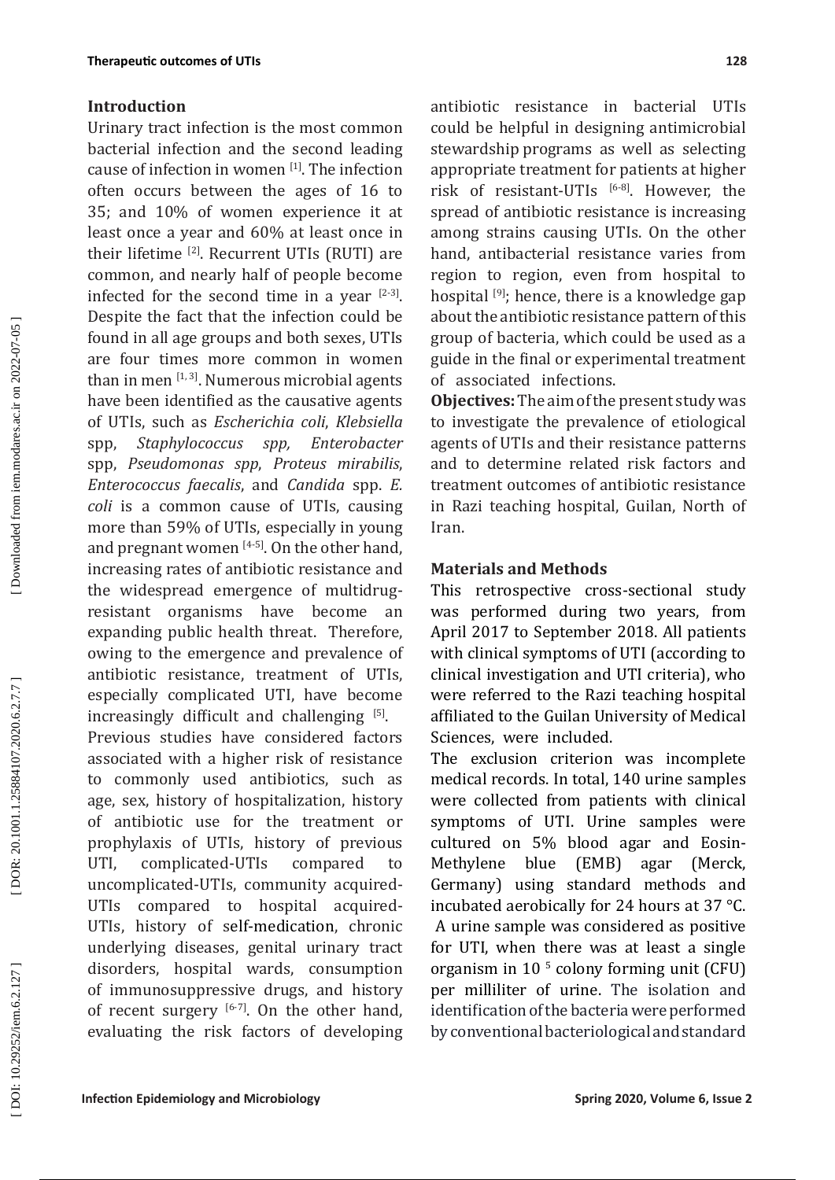## Introduction

Urinary tract infection is the most common bacterial infection and the second leading cause of infection in women [1]. The infection often occurs between the ages of 16 to 35; and 10% of women experience it at least once a year and 60% at least once in their lifetime [2]. Recurrent UTIs (RUTI) are common, and nearly half of people become infected for the second time in a year [2-3]. Despite the fact that the infection could be found in all age groups and both sexes, UTIs are four times more common in women than in men [1, 3]. Numerous microbial agents have been identified as the causative agents of UTIs, such as *Escherichia coli*, *Klebsiella* spp, *Staphylococcus spp, Enterobacter* spp, *Pseudomonas spp*, *Proteus mirabilis*, *Enterococcus faecalis*, and *Candida* spp. *E. coli* is a common cause of UTIs, causing more than 59% of UTIs, especially in young and pregnant women [4-5]. On the other hand, increasing rates of antibiotic resistance and the widespread emergence of multidrug-resistant organisms have become an expanding public health threat. Therefore, owing to the emergence and prevalence of antibiotic resistance, treatment of UTIs, especially complicated UTI, have become increasingly difficult and challenging [5].

Previous studies have considered factors associated with a higher risk of resistance to commonly used antibiotics, such as age, sex, history of hospitalization, history of antibiotic use for the treatment or prophylaxis of UTIs, history of previous UTI, complicated-UTIs compared to uncomplicated-UTIs, community acquired-UTIs compared to hospital acquired-UTIs, history of self-medication, chronic underlying diseases, genital urinary tract disorders, hospital wards, consumption of immunosuppressive drugs, and history of recent surgery [6-7]. On the other hand, evaluating the risk factors of developing antibiotic resistance in bacterial UTIs could be helpful in designing antimicrobial stewardship programs as well as selecting appropriate treatment for patients at higher risk of resistant-UTIs [6-8]. However, the spread of antibiotic resistance is increasing among strains causing UTIs. On the other hand, antibacterial resistance varies from region to region, even from hospital to hospital [9]; hence, there is a knowledge gap about the antibiotic resistance pattern of this group of bacteria, which could be used as a guide in the final or experimental treatment of associated infections.

**Objectives:** The aim of the present study was to investigate the prevalence of etiological agents of UTIs and their resistance patterns and to determine related risk factors and treatment outcomes of antibiotic resistance in Razi teaching hospital, Guilan, North of Iran.

## Materials and Methods

This retrospective cross-sectional study was performed during two years, from April 2017 to September 2018. All patients with clinical symptoms of UTI (according to clinical investigation and UTI criteria), who were referred to the Razi teaching hospital affiliated to the Guilan University of Medical Sciences, were included.

The exclusion criterion was incomplete medical records. In total, 140 urine samples were collected from patients with clinical symptoms of UTI. Urine samples were cultured on 5% blood agar and Eosin-Methylene blue (EMB) agar (Merck, Germany) using standard methods and incubated aerobically for 24 hours at 37 °C. A urine sample was considered as positive for UTI, when there was at least a single organism in $10^5$ colony forming unit (CFU) per milliliter of urine. The isolation and identification of the bacteria were performed by conventional bacteriological and standard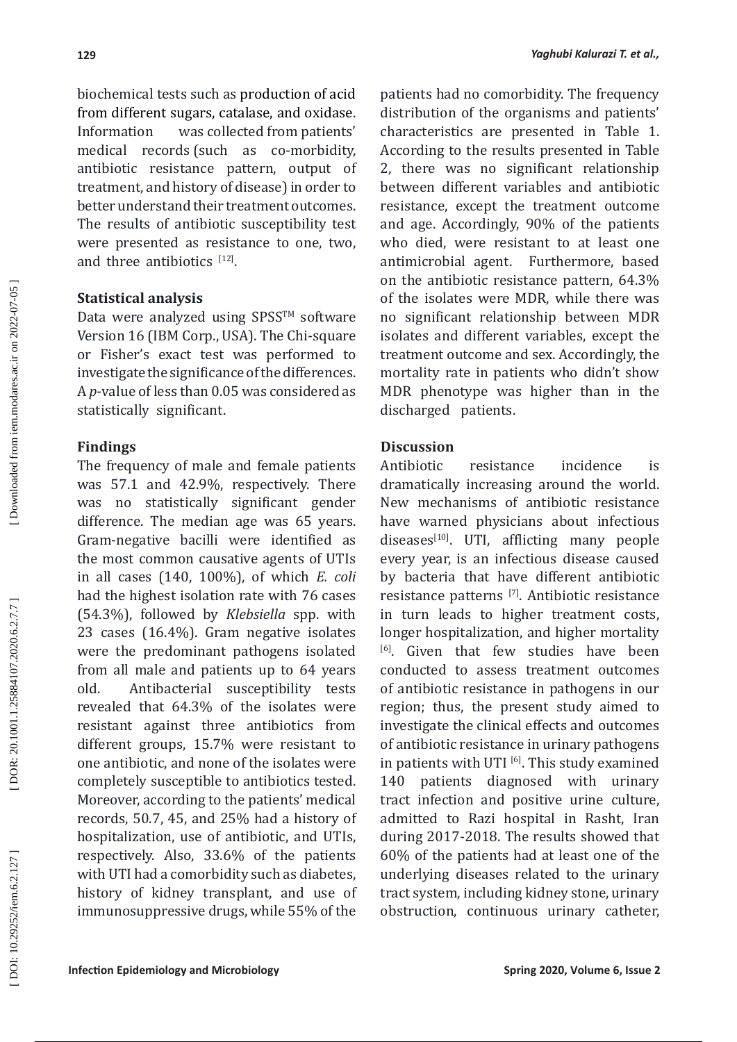biochemical tests such as production of acid from different sugars, catalase, and oxidase. Information was collected from patients' medical records (such as co-morbidity, antibiotic resistance pattern, output of treatment, and history of disease) in order to better understand their treatment outcomes. The results of antibiotic susceptibility test were presented as resistance to one, two, and three antibiotics [12].

**Statistical analysis**

Data were analyzed using SPSS™ software Version 16 (IBM Corp., USA). The Chi-square or Fisher's exact test was performed to investigate the significance of the differences. A *p*-value of less than 0.05 was considered as statistically significant.

**Findings**

The frequency of male and female patients was 57.1 and 42.9%, respectively. There was no statistically significant gender difference. The median age was 65 years. Gram-negative bacilli were identified as the most common causative agents of UTIs in all cases (140, 100%), of which *E. coli* had the highest isolation rate with 76 cases (54.3%), followed by *Klebsiella* spp. with 23 cases (16.4%). Gram negative isolates were the predominant pathogens isolated from all male and patients up to 64 years old. Antibacterial susceptibility tests revealed that 64.3% of the isolates were resistant against three antibiotics from different groups, 15.7% were resistant to one antibiotic, and none of the isolates were completely susceptible to antibiotics tested. Moreover, according to the patients' medical records, 50.7, 45, and 25% had a history of hospitalization, use of antibiotic, and UTIs, respectively. Also, 33.6% of the patients with UTI had a comorbidity such as diabetes, history of kidney transplant, and use of immunosuppressive drugs, while 55% of the patients had no comorbidity. The frequency distribution of the organisms and patients' characteristics are presented in Table 1. According to the results presented in Table 2, there was no significant relationship between different variables and antibiotic resistance, except the treatment outcome and age. Accordingly, 90% of the patients who died, were resistant to at least one antimicrobial agent. Furthermore, based on the antibiotic resistance pattern, 64.3% of the isolates were MDR, while there was no significant relationship between MDR isolates and different variables, except the treatment outcome and sex. Accordingly, the mortality rate in patients who didn't show MDR phenotype was higher than in the discharged patients.

**Discussion**

Antibiotic resistance incidence is dramatically increasing around the world. New mechanisms of antibiotic resistance have warned physicians about infectious diseases[10]. UTI, afflicting many people every year, is an infectious disease caused by bacteria that have different antibiotic resistance patterns [7]. Antibiotic resistance in turn leads to higher treatment costs, longer hospitalization, and higher mortality [6]. Given that few studies have been conducted to assess treatment outcomes of antibiotic resistance in pathogens in our region; thus, the present study aimed to investigate the clinical effects and outcomes of antibiotic resistance in urinary pathogens in patients with UTI [6]. This study examined 140 patients diagnosed with urinary tract infection and positive urine culture, admitted to Razi hospital in Rasht, Iran during 2017-2018. The results showed that 60% of the patients had at least one of the underlying diseases related to the urinary tract system, including kidney stone, urinary obstruction, continuous urinary catheter,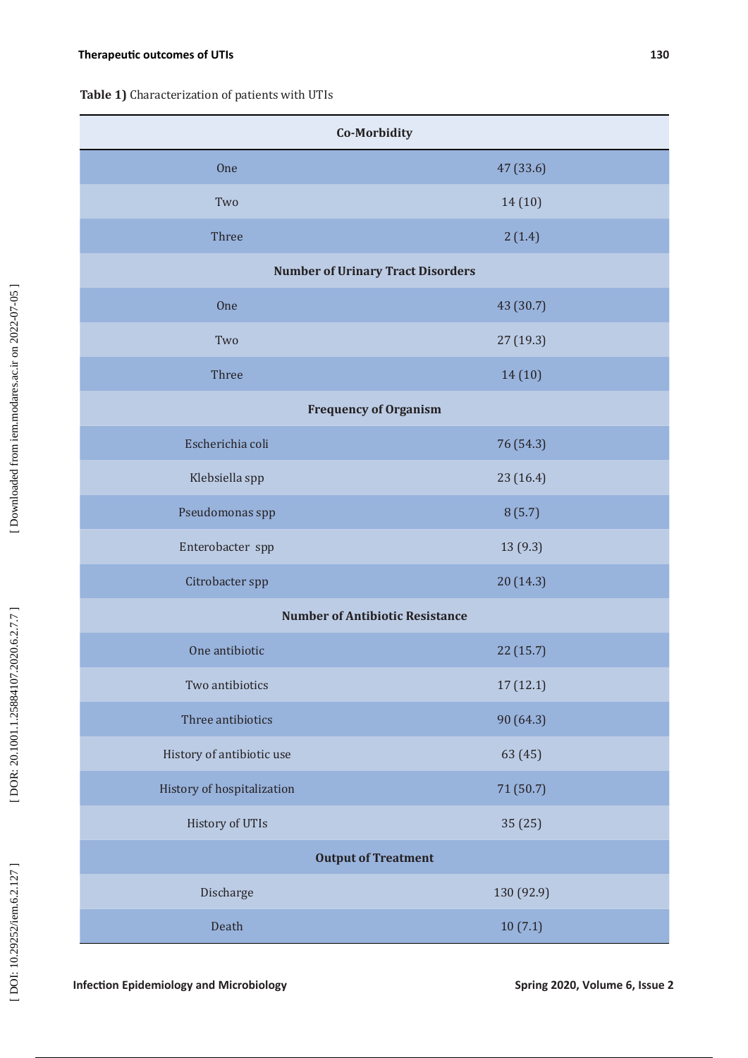**Table 1)** Characterization of patients with UTIs

| Co-Morbidity | |
|---|---|
| One | 47 (33.6) |
| Two | 14 (10) |
| Three | 2 (1.4) |
| **Number of Urinary Tract Disorders** | |
| One | 43 (30.7) |
| Two | 27 (19.3) |
| Three | 14 (10) |
| **Frequency of Organism** | |
| Escherichia coli | 76 (54.3) |
| Klebsiella spp | 23 (16.4) |
| Pseudomonas spp | 8 (5.7) |
| Enterobacter spp | 13 (9.3) |
| Citrobacter spp | 20 (14.3) |
| **Number of Antibiotic Resistance** | |
| One antibiotic | 22 (15.7) |
| Two antibiotics | 17 (12.1) |
| Three antibiotics | 90 (64.3) |
| History of antibiotic use | 63 (45) |
| History of hospitalization | 71 (50.7) |
| History of UTIs | 35 (25) |
| **Output of Treatment** | |
| Discharge | 130 (92.9) |
| Death | 10 (7.1) |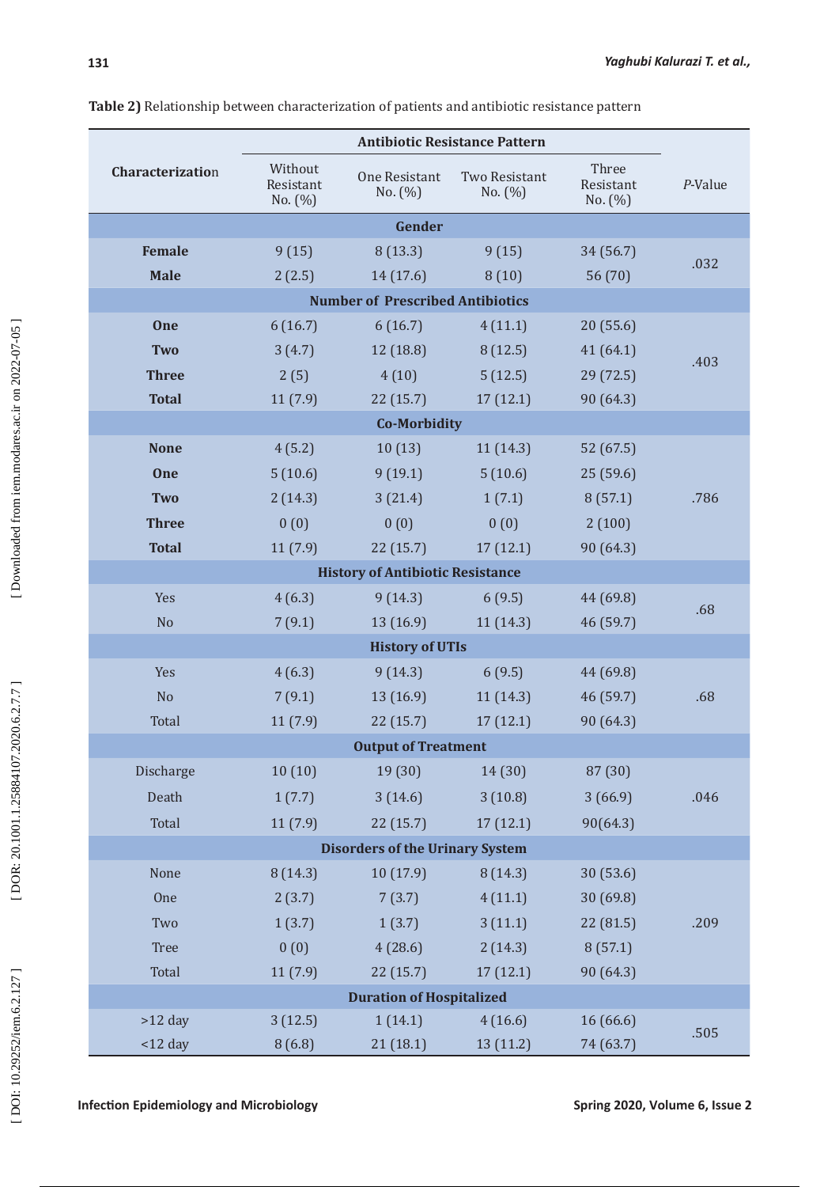**Table 2)** Relationship between characterization of patients and antibiotic resistance pattern

| Characterization | Antibiotic Resistance Pattern | | | | *P*-Value |
|---|---|---|---|---|---|
| | Without Resistant No. (%) | One Resistant No. (%) | Two Resistant No. (%) | Three Resistant No. (%) | |
| **Gender** | | | | | |
| **Female** | 9 (15) | 8 (13.3) | 9 (15) | 34 (56.7) | .032 |
| **Male** | 2 (2.5) | 14 (17.6) | 8 (10) | 56 (70) | |
| **Number of Prescribed Antibiotics** | | | | | |
| **One** | 6 (16.7) | 6 (16.7) | 4 (11.1) | 20 (55.6) | .403 |
| **Two** | 3 (4.7) | 12 (18.8) | 8 (12.5) | 41 (64.1) | |
| **Three** | 2 (5) | 4 (10) | 5 (12.5) | 29 (72.5) | |
| **Total** | 11 (7.9) | 22 (15.7) | 17 (12.1) | 90 (64.3) | |
| **Co-Morbidity** | | | | | |
| **None** | 4 (5.2) | 10 (13) | 11 (14.3) | 52 (67.5) | .786 |
| **One** | 5 (10.6) | 9 (19.1) | 5 (10.6) | 25 (59.6) | |
| **Two** | 2 (14.3) | 3 (21.4) | 1 (7.1) | 8 (57.1) | |
| **Three** | 0 (0) | 0 (0) | 0 (0) | 2 (100) | |
| **Total** | 11 (7.9) | 22 (15.7) | 17 (12.1) | 90 (64.3) | |
| **History of Antibiotic Resistance** | | | | | |
| Yes | 4 (6.3) | 9 (14.3) | 6 (9.5) | 44 (69.8) | .68 |
| No | 7 (9.1) | 13 (16.9) | 11 (14.3) | 46 (59.7) | |
| **History of UTIs** | | | | | |
| Yes | 4 (6.3) | 9 (14.3) | 6 (9.5) | 44 (69.8) | .68 |
| No | 7 (9.1) | 13 (16.9) | 11 (14.3) | 46 (59.7) | |
| Total | 11 (7.9) | 22 (15.7) | 17 (12.1) | 90 (64.3) | |
| **Output of Treatment** | | | | | |
| Discharge | 10 (10) | 19 (30) | 14 (30) | 87 (30) | .046 |
| Death | 1 (7.7) | 3 (14.6) | 3 (10.8) | 3 (66.9) | |
| Total | 11 (7.9) | 22 (15.7) | 17 (12.1) | 90(64.3) | |
| **Disorders of the Urinary System** | | | | | |
| None | 8 (14.3) | 10 (17.9) | 8 (14.3) | 30 (53.6) | .209 |
| One | 2 (3.7) | 7 (3.7) | 4 (11.1) | 30 (69.8) | |
| Two | 1 (3.7) | 1 (3.7) | 3 (11.1) | 22 (81.5) | |
| Tree | 0 (0) | 4 (28.6) | 2 (14.3) | 8 (57.1) | |
| Total | 11 (7.9) | 22 (15.7) | 17 (12.1) | 90 (64.3) | |
| **Duration of Hospitalized** | | | | | |
| >12 day | 3 (12.5) | 1 (14.1) | 4 (16.6) | 16 (66.6) | .505 |
| <12 day | 8 (6.8) | 21 (18.1) | 13 (11.2) | 74 (63.7) | |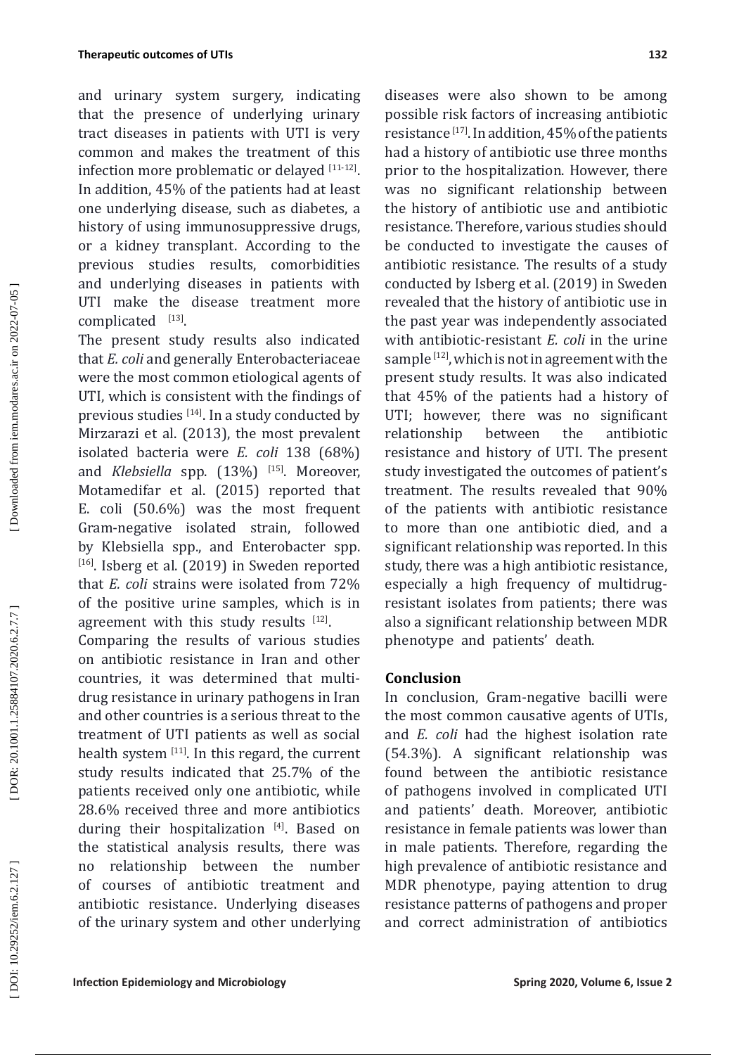and urinary system surgery, indicating that the presence of underlying urinary tract diseases in patients with UTI is very common and makes the treatment of this infection more problematic or delayed [11-12]. In addition, 45% of the patients had at least one underlying disease, such as diabetes, a history of using immunosuppressive drugs, or a kidney transplant. According to the previous studies results, comorbidities and underlying diseases in patients with UTI make the disease treatment more complicated [13].

The present study results also indicated that *E. coli* and generally Enterobacteriaceae were the most common etiological agents of UTI, which is consistent with the findings of previous studies [14]. In a study conducted by Mirzarazi et al. (2013), the most prevalent isolated bacteria were *E. coli* 138 (68%) and *Klebsiella* spp. (13%) [15]. Moreover, Motamedifar et al. (2015) reported that E. coli (50.6%) was the most frequent Gram-negative isolated strain, followed by Klebsiella spp., and Enterobacter spp. [16]. Isberg et al. (2019) in Sweden reported that *E. coli* strains were isolated from 72% of the positive urine samples, which is in agreement with this study results [12].

Comparing the results of various studies on antibiotic resistance in Iran and other countries, it was determined that multi-drug resistance in urinary pathogens in Iran and other countries is a serious threat to the treatment of UTI patients as well as social health system [11]. In this regard, the current study results indicated that 25.7% of the patients received only one antibiotic, while 28.6% received three and more antibiotics during their hospitalization [4]. Based on the statistical analysis results, there was no relationship between the number of courses of antibiotic treatment and antibiotic resistance. Underlying diseases of the urinary system and other underlying diseases were also shown to be among possible risk factors of increasing antibiotic resistance [17]. In addition, 45% of the patients had a history of antibiotic use three months prior to the hospitalization. However, there was no significant relationship between the history of antibiotic use and antibiotic resistance. Therefore, various studies should be conducted to investigate the causes of antibiotic resistance. The results of a study conducted by Isberg et al. (2019) in Sweden revealed that the history of antibiotic use in the past year was independently associated with antibiotic-resistant *E. coli* in the urine sample [12], which is not in agreement with the present study results. It was also indicated that 45% of the patients had a history of UTI; however, there was no significant relationship between the antibiotic resistance and history of UTI. The present study investigated the outcomes of patient's treatment. The results revealed that 90% of the patients with antibiotic resistance to more than one antibiotic died, and a significant relationship was reported. In this study, there was a high antibiotic resistance, especially a high frequency of multidrug-resistant isolates from patients; there was also a significant relationship between MDR phenotype and patients' death.

## Conclusion

In conclusion, Gram-negative bacilli were the most common causative agents of UTIs, and *E. coli* had the highest isolation rate (54.3%). A significant relationship was found between the antibiotic resistance of pathogens involved in complicated UTI and patients' death. Moreover, antibiotic resistance in female patients was lower than in male patients. Therefore, regarding the high prevalence of antibiotic resistance and MDR phenotype, paying attention to drug resistance patterns of pathogens and proper and correct administration of antibiotics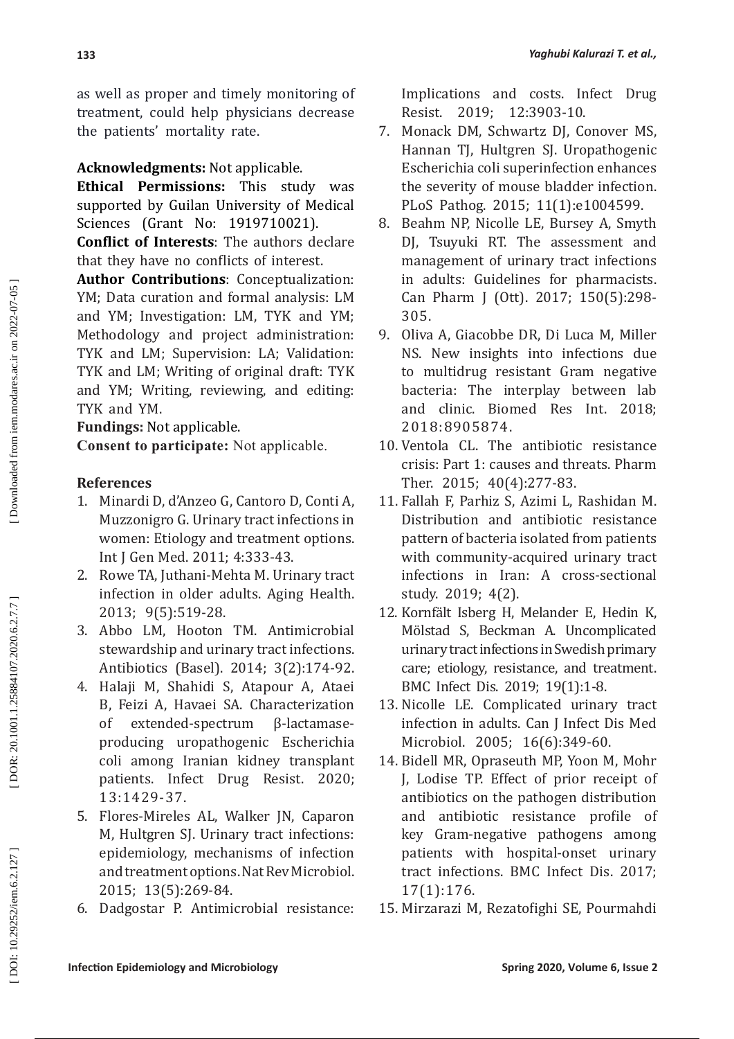as well as proper and timely monitoring of treatment, could help physicians decrease the patients' mortality rate.

**Acknowledgments:** Not applicable.

**Ethical Permissions:** This study was supported by Guilan University of Medical Sciences (Grant No: 1919710021).

**Conflict of Interests**: The authors declare that they have no conflicts of interest.

**Author Contributions**: Conceptualization: YM; Data curation and formal analysis: LM and YM; Investigation: LM, TYK and YM; Methodology and project administration: TYK and LM; Supervision: LA; Validation: TYK and LM; Writing of original draft: TYK and YM; Writing, reviewing, and editing: TYK and YM.

**Fundings:** Not applicable.

**Consent to participate:** Not applicable.

## References

1. Minardi D, d'Anzeo G, Cantoro D, Conti A, Muzzonigro G. Urinary tract infections in women: Etiology and treatment options. Int J Gen Med. 2011; 4:333-43.
2. Rowe TA, Juthani-Mehta M. Urinary tract infection in older adults. Aging Health. 2013; 9(5):519-28.
3. Abbo LM, Hooton TM. Antimicrobial stewardship and urinary tract infections. Antibiotics (Basel). 2014; 3(2):174-92.
4. Halaji M, Shahidi S, Atapour A, Ataei B, Feizi A, Havaei SA. Characterization of extended-spectrum β-lactamase-producing uropathogenic Escherichia coli among Iranian kidney transplant patients. Infect Drug Resist. 2020; 13:1429-37.
5. Flores-Mireles AL, Walker JN, Caparon M, Hultgren SJ. Urinary tract infections: epidemiology, mechanisms of infection and treatment options. Nat Rev Microbiol. 2015; 13(5):269-84.
6. Dadgostar P. Antimicrobial resistance: Implications and costs. Infect Drug Resist. 2019; 12:3903-10.
7. Monack DM, Schwartz DJ, Conover MS, Hannan TJ, Hultgren SJ. Uropathogenic Escherichia coli superinfection enhances the severity of mouse bladder infection. PLoS Pathog. 2015; 11(1):e1004599.
8. Beahm NP, Nicolle LE, Bursey A, Smyth DJ, Tsuyuki RT. The assessment and management of urinary tract infections in adults: Guidelines for pharmacists. Can Pharm J (Ott). 2017; 150(5):298-305.
9. Oliva A, Giacobbe DR, Di Luca M, Miller NS. New insights into infections due to multidrug resistant Gram negative bacteria: The interplay between lab and clinic. Biomed Res Int. 2018; 2018:8905874.
10. Ventola CL. The antibiotic resistance crisis: Part 1: causes and threats. Pharm Ther. 2015; 40(4):277-83.
11. Fallah F, Parhiz S, Azimi L, Rashidan M. Distribution and antibiotic resistance pattern of bacteria isolated from patients with community-acquired urinary tract infections in Iran: A cross-sectional study. 2019; 4(2).
12. Kornfält Isberg H, Melander E, Hedin K, Mölstad S, Beckman A. Uncomplicated urinary tract infections in Swedish primary care; etiology, resistance, and treatment. BMC Infect Dis. 2019; 19(1):1-8.
13. Nicolle LE. Complicated urinary tract infection in adults. Can J Infect Dis Med Microbiol. 2005; 16(6):349-60.
14. Bidell MR, Opraseuth MP, Yoon M, Mohr J, Lodise TP. Effect of prior receipt of antibiotics on the pathogen distribution and antibiotic resistance profile of key Gram-negative pathogens among patients with hospital-onset urinary tract infections. BMC Infect Dis. 2017; 17(1):176.
15. Mirzarazi M, Rezatofighi SE, Pourmahdi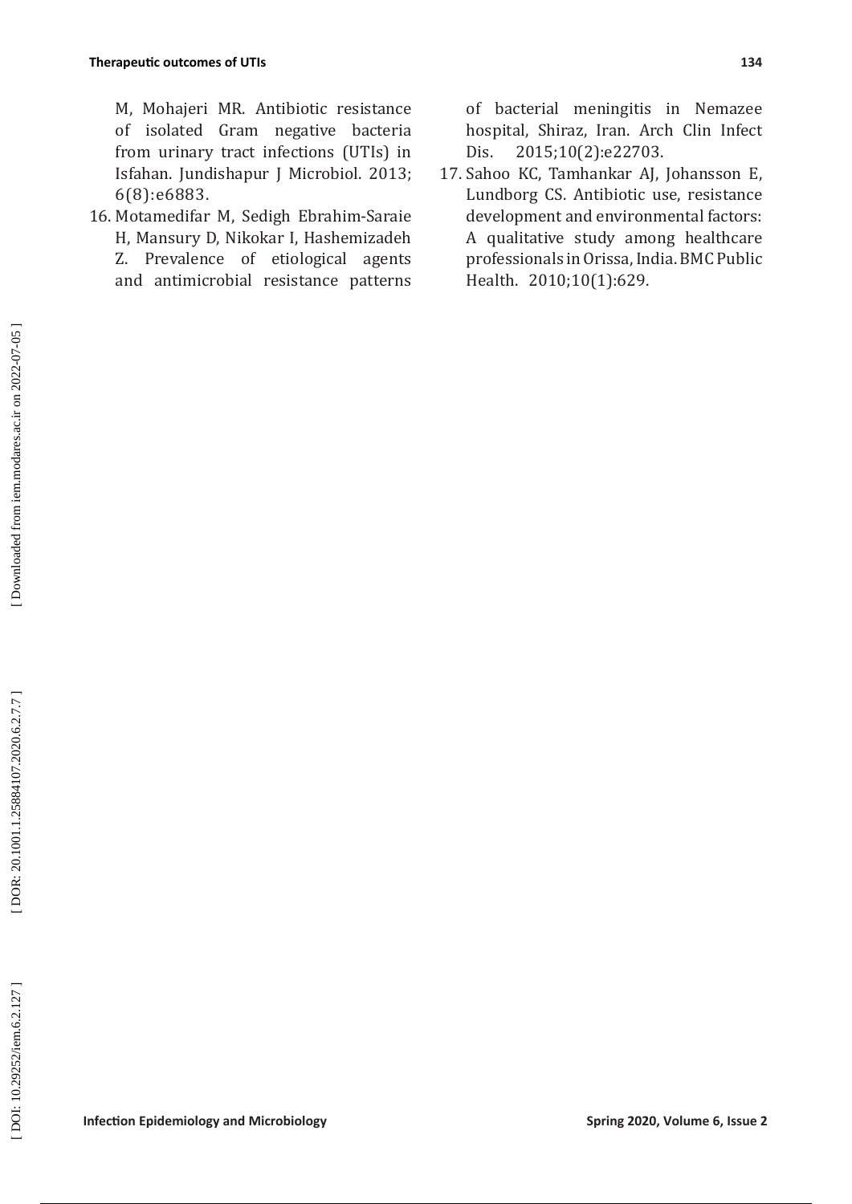M, Mohajeri MR. Antibiotic resistance of isolated Gram negative bacteria from urinary tract infections (UTIs) in Isfahan. Jundishapur J Microbiol. 2013; 6(8):e6883.

16. Motamedifar M, Sedigh Ebrahim-Saraie H, Mansury D, Nikokar I, Hashemizadeh Z. Prevalence of etiological agents and antimicrobial resistance patterns of bacterial meningitis in Nemazee hospital, Shiraz, Iran. Arch Clin Infect Dis. 2015;10(2):e22703.

17. Sahoo KC, Tamhankar AJ, Johansson E, Lundborg CS. Antibiotic use, resistance development and environmental factors: A qualitative study among healthcare professionals in Orissa, India. BMC Public Health. 2010;10(1):629.